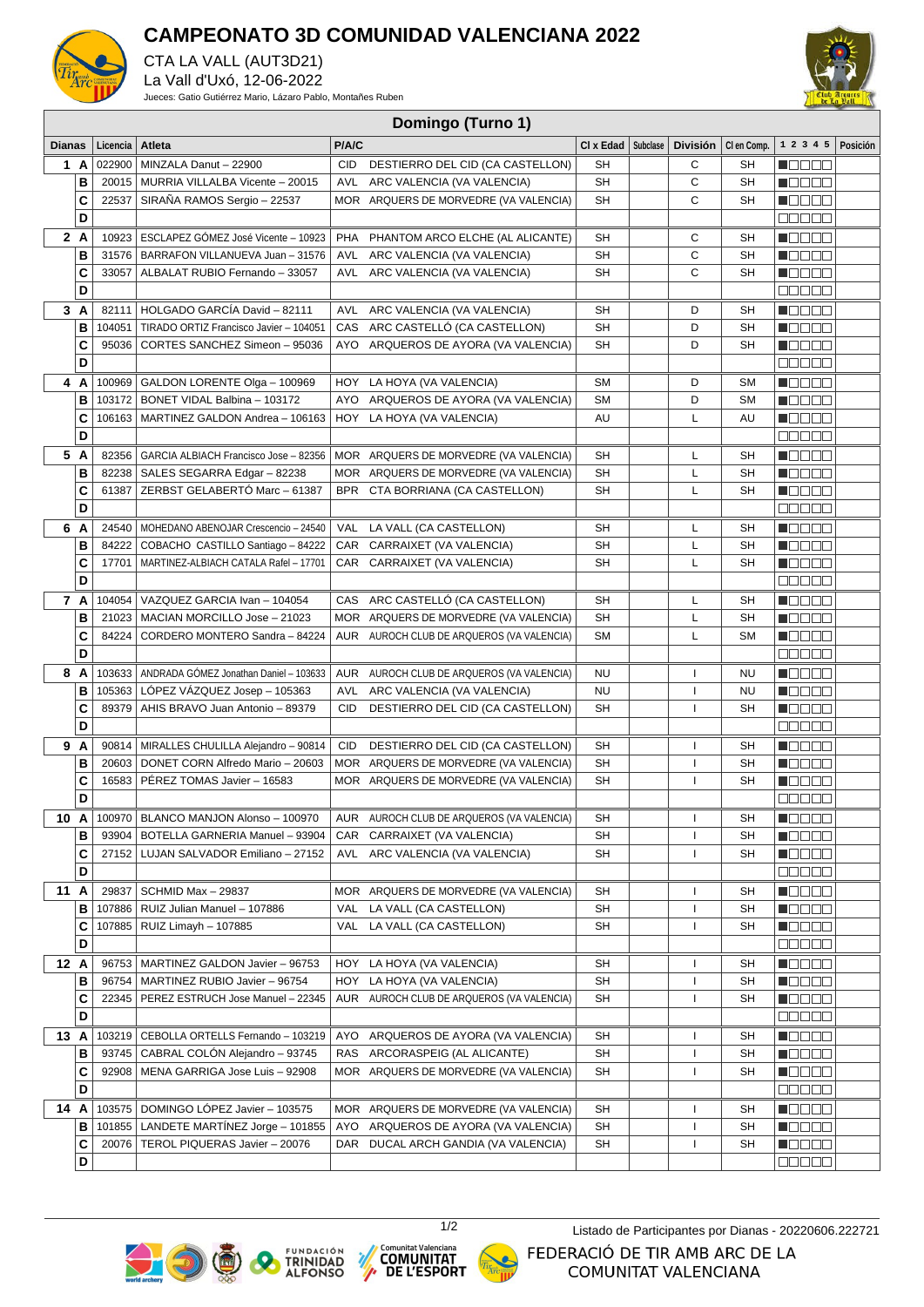# CAMPEONATO 3D COMUNIDAD VALENCIANA 2022

CTA LA VALL (AUT3D21)

La Vall d'Uxó, 12-06-2022

Jueces: Gatio Gutiérrez Mario, Lázaro Pablo, Montañes Ruben

## Domingo (Turno 1)

| Dianas | | Licencia | Atleta | P/A/C | | Cl x Edad | Subclase | División | Cl en Comp. | 1 2 3 4 5 | Posición |
|---|---|---|---|---|---|---|---|---|---|---|---|
| 1 | A | 022900 | MINZALA Danut – 22900 | CID | DESTIERRO DEL CID (CA CASTELLON) | SH | | C | SH | ■□□□□ | |
| | B | 20015 | MURRIA VILLALBA Vicente – 20015 | AVL | ARC VALENCIA (VA VALENCIA) | SH | | C | SH | ■□□□□ | |
| | C | 22537 | SIRAÑA RAMOS Sergio – 22537 | MOR | ARQUERS DE MORVEDRE (VA VALENCIA) | SH | | C | SH | ■□□□□ | |
| | D | | | | | | | | | □□□□□ | |
| 2 | A | 10923 | ESCLAPEZ GÓMEZ José Vicente – 10923 | PHA | PHANTOM ARCO ELCHE (AL ALICANTE) | SH | | C | SH | ■□□□□ | |
| | B | 31576 | BARRAFON VILLANUEVA Juan – 31576 | AVL | ARC VALENCIA (VA VALENCIA) | SH | | C | SH | ■□□□□ | |
| | C | 33057 | ALBALAT RUBIO Fernando – 33057 | AVL | ARC VALENCIA (VA VALENCIA) | SH | | C | SH | ■□□□□ | |
| | D | | | | | | | | | □□□□□ | |
| 3 | A | 82111 | HOLGADO GARCÍA David – 82111 | AVL | ARC VALENCIA (VA VALENCIA) | SH | | D | SH | ■□□□□ | |
| | B | 104051 | TIRADO ORTIZ Francisco Javier – 104051 | CAS | ARC CASTELLÓ (CA CASTELLON) | SH | | D | SH | ■□□□□ | |
| | C | 95036 | CORTES SANCHEZ Simeon – 95036 | AYO | ARQUEROS DE AYORA (VA VALENCIA) | SH | | D | SH | ■□□□□ | |
| | D | | | | | | | | | □□□□□ | |
| 4 | A | 100969 | GALDON LORENTE Olga – 100969 | HOY | LA HOYA (VA VALENCIA) | SM | | D | SM | ■□□□□ | |
| | B | 103172 | BONET VIDAL Balbina – 103172 | AYO | ARQUEROS DE AYORA (VA VALENCIA) | SM | | D | SM | ■□□□□ | |
| | C | 106163 | MARTINEZ GALDON Andrea – 106163 | HOY | LA HOYA (VA VALENCIA) | AU | | L | AU | ■□□□□ | |
| | D | | | | | | | | | □□□□□ | |
| 5 | A | 82356 | GARCIA ALBIACH Francisco Jose – 82356 | MOR | ARQUERS DE MORVEDRE (VA VALENCIA) | SH | | L | SH | ■□□□□ | |
| | B | 82238 | SALES SEGARRA Edgar – 82238 | MOR | ARQUERS DE MORVEDRE (VA VALENCIA) | SH | | L | SH | ■□□□□ | |
| | C | 61387 | ZERBST GELABERTÓ Marc – 61387 | BPR | CTA BORRIANA (CA CASTELLON) | SH | | L | SH | ■□□□□ | |
| | D | | | | | | | | | □□□□□ | |
| 6 | A | 24540 | MOHEDANO ABENOJAR Crescencio – 24540 | VAL | LA VALL (CA CASTELLON) | SH | | L | SH | ■□□□□ | |
| | B | 84222 | COBACHO CASTILLO Santiago – 84222 | CAR | CARRAIXET (VA VALENCIA) | SH | | L | SH | ■□□□□ | |
| | C | 17701 | MARTINEZ-ALBIACH CATALA Rafel – 17701 | CAR | CARRAIXET (VA VALENCIA) | SH | | L | SH | ■□□□□ | |
| | D | | | | | | | | | □□□□□ | |
| 7 | A | 104054 | VAZQUEZ GARCIA Ivan – 104054 | CAS | ARC CASTELLÓ (CA CASTELLON) | SH | | L | SH | ■□□□□ | |
| | B | 21023 | MACIAN MORCILLO Jose – 21023 | MOR | ARQUERS DE MORVEDRE (VA VALENCIA) | SH | | L | SH | ■□□□□ | |
| | C | 84224 | CORDERO MONTERO Sandra – 84224 | AUR | AUROCH CLUB DE ARQUEROS (VA VALENCIA) | SM | | L | SM | ■□□□□ | |
| | D | | | | | | | | | □□□□□ | |
| 8 | A | 103633 | ANDRADA GÓMEZ Jonathan Daniel – 103633 | AUR | AUROCH CLUB DE ARQUEROS (VA VALENCIA) | NU | | I | NU | ■□□□□ | |
| | B | 105363 | LÓPEZ VÁZQUEZ Josep – 105363 | AVL | ARC VALENCIA (VA VALENCIA) | NU | | I | NU | ■□□□□ | |
| | C | 89379 | AHIS BRAVO Juan Antonio – 89379 | CID | DESTIERRO DEL CID (CA CASTELLON) | SH | | I | SH | ■□□□□ | |
| | D | | | | | | | | | □□□□□ | |
| 9 | A | 90814 | MIRALLES CHULILLA Alejandro – 90814 | CID | DESTIERRO DEL CID (CA CASTELLON) | SH | | I | SH | ■□□□□ | |
| | B | 20603 | DONET CONTR Alfredo Mario – 20603 | MOR | ARQUERS DE MORVEDRE (VA VALENCIA) | SH | | I | SH | ■□□□□ | |
| | C | 16583 | PÉREZ TOMAS Javier – 16583 | MOR | ARQUERS DE MORVEDRE (VA VALENCIA) | SH | | I | SH | ■□□□□ | |
| | D | | | | | | | | | □□□□□ | |
| 10 | A | 100970 | BLANCO MANJON Alonso – 100970 | AUR | AUROCH CLUB DE ARQUEROS (VA VALENCIA) | SH | | I | SH | ■□□□□ | |
| | B | 93904 | BOTELLA GARNERIA Manuel – 93904 | CAR | CARRAIXET (VA VALENCIA) | SH | | I | SH | ■□□□□ | |
| | C | 27152 | LUJAN SALVADOR Emiliano – 27152 | AVL | ARC VALENCIA (VA VALENCIA) | SH | | I | SH | ■□□□□ | |
| | D | | | | | | | | | □□□□□ | |
| 11 | A | 29837 | SCHMID Max – 29837 | MOR | ARQUERS DE MORVEDRE (VA VALENCIA) | SH | | I | SH | ■□□□□ | |
| | B | 107886 | RUIZ Julian Manuel – 107886 | VAL | LA VALL (CA CASTELLON) | SH | | I | SH | ■□□□□ | |
| | C | 107885 | RUIZ Limayh – 107885 | VAL | LA VALL (CA CASTELLON) | SH | | I | SH | ■□□□□ | |
| | D | | | | | | | | | □□□□□ | |
| 12 | A | 96753 | MARTINEZ GALDON Javier – 96753 | HOY | LA HOYA (VA VALENCIA) | SH | | I | SH | ■□□□□ | |
| | B | 96754 | MARTINEZ RUBIO Javier – 96754 | HOY | LA HOYA (VA VALENCIA) | SH | | I | SH | ■□□□□ | |
| | C | 22345 | PEREZ ESTRUCH Jose Manuel – 22345 | AUR | AUROCH CLUB DE ARQUEROS (VA VALENCIA) | SH | | I | SH | ■□□□□ | |
| | D | | | | | | | | | □□□□□ | |
| 13 | A | 103219 | CEBOLLA ORTELLS Fernando – 103219 | AYO | ARQUEROS DE AYORA (VA VALENCIA) | SH | | I | SH | ■□□□□ | |
| | B | 93745 | CABRAL COLÓN Alejandro – 93745 | RAS | ARCORASPEIG (AL ALICANTE) | SH | | I | SH | ■□□□□ | |
| | C | 92908 | MENA GARRIGA Jose Luis – 92908 | MOR | ARQUERS DE MORVEDRE (VA VALENCIA) | SH | | I | SH | ■□□□□ | |
| | D | | | | | | | | | □□□□□ | |
| 14 | A | 103575 | DOMINGO LÓPEZ Javier – 103575 | MOR | ARQUERS DE MORVEDRE (VA VALENCIA) | SH | | I | SH | ■□□□□ | |
| | B | 101855 | LANDETE MARTÍNEZ Jorge – 101855 | AYO | ARQUEROS DE AYORA (VA VALENCIA) | SH | | I | SH | ■□□□□ | |
| | C | 20076 | TEROL PIQUERAS Javier – 20076 | DAR | DUCAL ARCH GANDIA (VA VALENCIA) | SH | | I | SH | ■□□□□ | |
| | D | | | | | | | | | □□□□□ | |

Listado de Participantes por Dianas - 20220606.222721

FEDERACIÓ DE TIR AMB ARC DE LA COMUNITAT VALENCIANA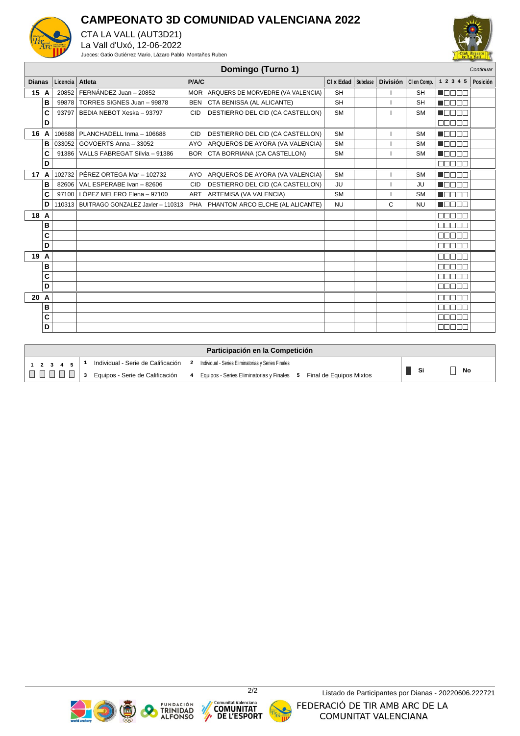# CAMPEONATO 3D COMUNIDAD VALENCIANA 2022

CTA LA VALL (AUT3D21)
La Vall d'Uxó, 12-06-2022
Jueces: Gatio Gutiérrez Mario, Lázaro Pablo, Montañes Ruben

## Domingo (Turno 1)

*Continuar*

| Dianas | | Licencia | Atleta | P/A/C | | Cl x Edad | Subclase | División | Cl en Comp. | 1 2 3 4 5 | Posición |
|---|---|---|---|---|---|---|---|---|---|---|---|
| 15 | A | 20852 | FERNÁNDEZ Juan – 20852 | MOR | ARQUERS DE MORVEDRE (VA VALENCIA) | SH | | I | SH | ■□□□□ | |
| | B | 99878 | TORRES SIGNES Juan – 99878 | BEN | CTA BENISSA (AL ALICANTE) | SH | | I | SH | ■□□□□ | |
| | C | 93797 | BEDIA NEBOT Xeska – 93797 | CID | DESTIERRO DEL CID (CA CASTELLON) | SM | | I | SM | ■□□□□ | |
| | D | | | | | | | | | □□□□□ | |
| 16 | A | 106688 | PLANCHADELL Inma – 106688 | CID | DESTIERRO DEL CID (CA CASTELLON) | SM | | I | SM | ■□□□□ | |
| | B | 033052 | GOVOERTS Anna – 33052 | AYO | ARQUEROS DE AYORA (VA VALENCIA) | SM | | I | SM | ■□□□□ | |
| | C | 91386 | VALLS FABREGAT Sílvia – 91386 | BOR | CTA BORRIANA (CA CASTELLON) | SM | | I | SM | ■□□□□ | |
| | D | | | | | | | | | □□□□□ | |
| 17 | A | 102732 | PÉREZ ORTEGA Mar – 102732 | AYO | ARQUEROS DE AYORA (VA VALENCIA) | SM | | I | SM | ■□□□□ | |
| | B | 82606 | VAL ESPERABE Ivan – 82606 | CID | DESTIERRO DEL CID (CA CASTELLON) | JU | | I | JU | ■□□□□ | |
| | C | 97100 | LÓPEZ MELERO Elena – 97100 | ART | ARTEMISA (VA VALENCIA) | SM | | I | SM | ■□□□□ | |
| | D | 110313 | BUITRAGO GONZALEZ Javier – 110313 | PHA | PHANTOM ARCO ELCHE (AL ALICANTE) | NU | | C | NU | ■□□□□ | |
| 18 | A | | | | | | | | | □□□□□ | |
| | B | | | | | | | | | □□□□□ | |
| | C | | | | | | | | | □□□□□ | |
| | D | | | | | | | | | □□□□□ | |
| 19 | A | | | | | | | | | □□□□□ | |
| | B | | | | | | | | | □□□□□ | |
| | C | | | | | | | | | □□□□□ | |
| | D | | | | | | | | | □□□□□ | |
| 20 | A | | | | | | | | | □□□□□ | |
| | B | | | | | | | | | □□□□□ | |
| | C | | | | | | | | | □□□□□ | |
| | D | | | | | | | | | □□□□□ | |

### Participación en la Competición

| 1 2 3 4 5 | | |
|---|---|---|
| □ □ □ □ □ | **1** Individual - Serie de Calificación **2** Individual - Series Eliminatorias y Series Finales **3** Equipos - Serie de Calificación **4** Equipos - Series Eliminatorias y Finales **5** Final de Equipos Mixtos | ■ Si □ No |

Listado de Participantes por Dianas - 20220606.222721

FEDERACIÓ DE TIR AMB ARC DE LA COMUNITAT VALENCIANA